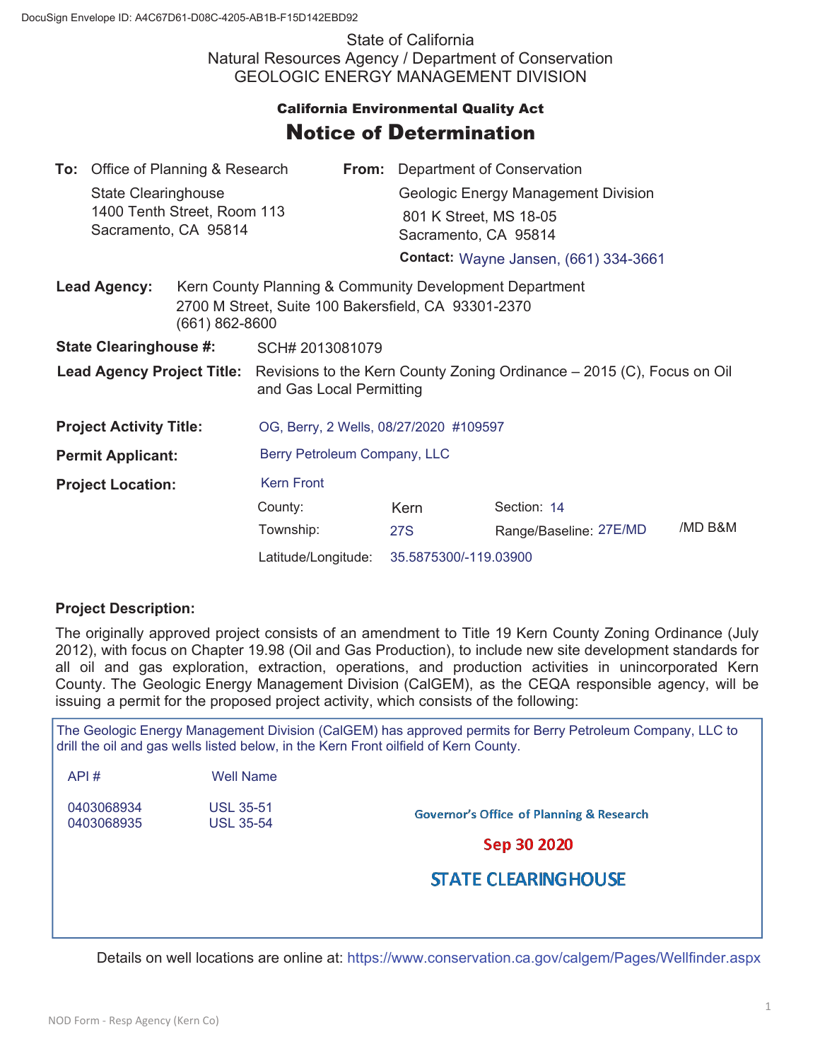DocuSign Envelope ID: A4C67D61-D08C-4205-AB1B-F15D142EBD92

State of California
Natural Resources Agency / Department of Conservation
GEOLOGIC ENERGY MANAGEMENT DIVISION

**California Environmental Quality Act**

# Notice of Determination

**To:** Office of Planning & Research
State Clearinghouse
1400 Tenth Street, Room 113
Sacramento, CA 95814

**From:** Department of Conservation
Geologic Energy Management Division
801 K Street, MS 18-05
Sacramento, CA 95814
**Contact:** Wayne Jansen, (661) 334-3661

**Lead Agency:** Kern County Planning & Community Development Department
2700 M Street, Suite 100 Bakersfield, CA 93301-2370
(661) 862-8600

**State Clearinghouse #:** SCH# 2013081079

**Lead Agency Project Title:** Revisions to the Kern County Zoning Ordinance – 2015 (C), Focus on Oil and Gas Local Permitting

**Project Activity Title:** OG, Berry, 2 Wells, 08/27/2020 #109597

**Permit Applicant:** Berry Petroleum Company, LLC

**Project Location:** Kern Front

County: Kern
Section: 14
Township: 27S
Range/Baseline: 27E/MD /MD B&M
Latitude/Longitude: 35.5875300/-119.03900

**Project Description:**

The originally approved project consists of an amendment to Title 19 Kern County Zoning Ordinance (July 2012), with focus on Chapter 19.98 (Oil and Gas Production), to include new site development standards for all oil and gas exploration, extraction, operations, and production activities in unincorporated Kern County. The Geologic Energy Management Division (CalGEM), as the CEQA responsible agency, will be issuing a permit for the proposed project activity, which consists of the following:

The Geologic Energy Management Division (CalGEM) has approved permits for Berry Petroleum Company, LLC to drill the oil and gas wells listed below, in the Kern Front oilfield of Kern County.

| API # | Well Name |
|---|---|
| 0403068934 | USL 35-51 |
| 0403068935 | USL 35-54 |

Governor's Office of Planning & Research
Sep 30 2020
STATE CLEARINGHOUSE

Details on well locations are online at: https://www.conservation.ca.gov/calgem/Pages/Wellfinder.aspx

NOD Form - Resp Agency (Kern Co)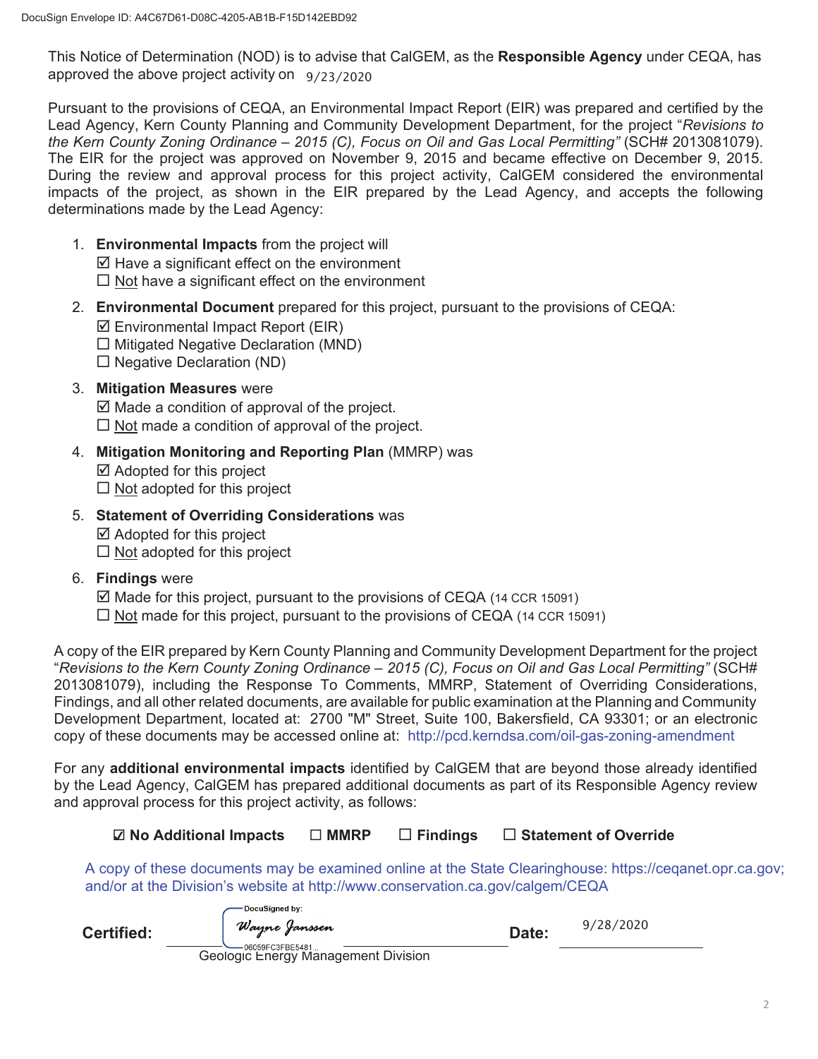This Notice of Determination (NOD) is to advise that CalGEM, as the **Responsible Agency** under CEQA, has approved the above project activity on 9/23/2020

Pursuant to the provisions of CEQA, an Environmental Impact Report (EIR) was prepared and certified by the Lead Agency, Kern County Planning and Community Development Department, for the project "*Revisions to the Kern County Zoning Ordinance – 2015 (C), Focus on Oil and Gas Local Permitting"* (SCH# 2013081079). The EIR for the project was approved on November 9, 2015 and became effective on December 9, 2015. During the review and approval process for this project activity, CalGEM considered the environmental impacts of the project, as shown in the EIR prepared by the Lead Agency, and accepts the following determinations made by the Lead Agency:

1. **Environmental Impacts** from the project will
   ☑ Have a significant effect on the environment
   ☐ Not have a significant effect on the environment
2. **Environmental Document** prepared for this project, pursuant to the provisions of CEQA:
   ☑ Environmental Impact Report (EIR)
   ☐ Mitigated Negative Declaration (MND)
   ☐ Negative Declaration (ND)
3. **Mitigation Measures** were
   ☑ Made a condition of approval of the project.
   ☐ Not made a condition of approval of the project.
4. **Mitigation Monitoring and Reporting Plan** (MMRP) was
   ☑ Adopted for this project
   ☐ Not adopted for this project
5. **Statement of Overriding Considerations** was
   ☑ Adopted for this project
   ☐ Not adopted for this project
6. **Findings** were
   ☑ Made for this project, pursuant to the provisions of CEQA (14 CCR 15091)
   ☐ Not made for this project, pursuant to the provisions of CEQA (14 CCR 15091)

A copy of the EIR prepared by Kern County Planning and Community Development Department for the project "*Revisions to the Kern County Zoning Ordinance – 2015 (C), Focus on Oil and Gas Local Permitting"* (SCH# 2013081079), including the Response To Comments, MMRP, Statement of Overriding Considerations, Findings, and all other related documents, are available for public examination at the Planning and Community Development Department, located at: 2700 "M" Street, Suite 100, Bakersfield, CA 93301; or an electronic copy of these documents may be accessed online at: http://pcd.kerndsa.com/oil-gas-zoning-amendment

For any **additional environmental impacts** identified by CalGEM that are beyond those already identified by the Lead Agency, CalGEM has prepared additional documents as part of its Responsible Agency review and approval process for this project activity, as follows:

☑ **No Additional Impacts** ☐ **MMRP** ☐ **Findings** ☐ **Statement of Override**

A copy of these documents may be examined online at the State Clearinghouse: https://ceqanet.opr.ca.gov; and/or at the Division's website at http://www.conservation.ca.gov/calgem/CEQA

**Certified:** DocuSigned by: Wayne Janssen 06059FC3FBE5481... **Date:** 9/28/2020

Geologic Energy Management Division